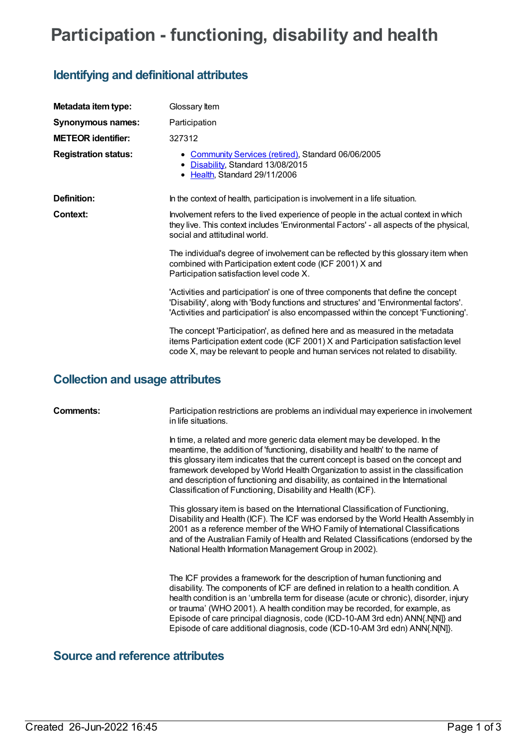# Participation - functioning, disability and health

## Identifying and definitional attributes

| | |
|---|---|
| **Metadata item type:** | Glossary Item |
| **Synonymous names:** | Participation |
| **METEOR identifier:** | 327312 |
| **Registration status:** | • Community Services (retired), Standard 06/06/2005<br>• Disability, Standard 13/08/2015<br>• Health, Standard 29/11/2006 |
| **Definition:** | In the context of health, participation is involvement in a life situation. |
| **Context:** | Involvement refers to the lived experience of people in the actual context in which they live. This context includes 'Environmental Factors' - all aspects of the physical, social and attitudinal world.<br><br>The individual's degree of involvement can be reflected by this glossary item when combined with Participation extent code (ICF 2001) X and Participation satisfaction level code X.<br><br>'Activities and participation' is one of three components that define the concept 'Disability', along with 'Body functions and structures' and 'Environmental factors'. 'Activities and participation' is also encompassed within the concept 'Functioning'.<br><br>The concept 'Participation', as defined here and as measured in the metadata items Participation extent code (ICF 2001) X and Participation satisfaction level code X, may be relevant to people and human services not related to disability. |

## Collection and usage attributes

| | |
|---|---|
| **Comments:** | Participation restrictions are problems an individual may experience in involvement in life situations.<br><br>In time, a related and more generic data element may be developed. In the meantime, the addition of 'functioning, disability and health' to the name of this glossary item indicates that the current concept is based on the concept and framework developed by World Health Organization to assist in the classification and description of functioning and disability, as contained in the International Classification of Functioning, Disability and Health (ICF).<br><br>This glossary item is based on the International Classification of Functioning, Disability and Health (ICF). The ICF was endorsed by the World Health Assembly in 2001 as a reference member of the WHO Family of International Classifications and of the Australian Family of Health and Related Classifications (endorsed by the National Health Information Management Group in 2002).<br><br>The ICF provides a framework for the description of human functioning and disability. The components of ICF are defined in relation to a health condition. A health condition is an 'umbrella term for disease (acute or chronic), disorder, injury or trauma' (WHO 2001). A health condition may be recorded, for example, as Episode of care principal diagnosis, code (ICD-10-AM 3rd edn) ANN{.N[N]} and Episode of care additional diagnosis, code (ICD-10-AM 3rd edn) ANN{.N[N]}. |

## Source and reference attributes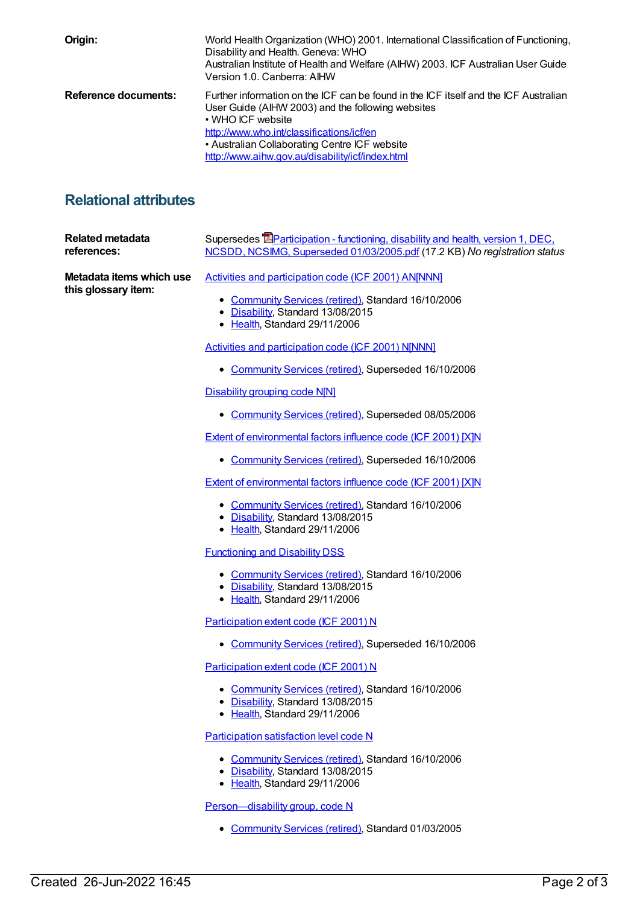**Origin:** World Health Organization (WHO) 2001. International Classification of Functioning, Disability and Health. Geneva: WHO
Australian Institute of Health and Welfare (AIHW) 2003. ICF Australian User Guide Version 1.0. Canberra: AIHW

**Reference documents:** Further information on the ICF can be found in the ICF itself and the ICF Australian User Guide (AIHW 2003) and the following websites
• WHO ICF website
http://www.who.int/classifications/icf/en
• Australian Collaborating Centre ICF website
http://www.aihw.gov.au/disability/icf/index.html

## Relational attributes

**Related metadata references:** Supersedes Participation - functioning, disability and health, version 1, DEC, NCSDD, NCSIMG, Superseded 01/03/2005.pdf (17.2 KB) *No registration status*

**Metadata items which use this glossary item:**

Activities and participation code (ICF 2001) AN[NNN]

- Community Services (retired), Standard 16/10/2006
- Disability, Standard 13/08/2015
- Health, Standard 29/11/2006

Activities and participation code (ICF 2001) N[NNN]

- Community Services (retired), Superseded 16/10/2006

Disability grouping code N[N]

- Community Services (retired), Superseded 08/05/2006

Extent of environmental factors influence code (ICF 2001) [X]N

- Community Services (retired), Superseded 16/10/2006

Extent of environmental factors influence code (ICF 2001) [X]N

- Community Services (retired), Standard 16/10/2006
- Disability, Standard 13/08/2015
- Health, Standard 29/11/2006

Functioning and Disability DSS

- Community Services (retired), Standard 16/10/2006
- Disability, Standard 13/08/2015
- Health, Standard 29/11/2006

Participation extent code (ICF 2001) N

- Community Services (retired), Superseded 16/10/2006

Participation extent code (ICF 2001) N

- Community Services (retired), Standard 16/10/2006
- Disability, Standard 13/08/2015
- Health, Standard 29/11/2006

Participation satisfaction level code N

- Community Services (retired), Standard 16/10/2006
- Disability, Standard 13/08/2015
- Health, Standard 29/11/2006

Person—disability group, code N

- Community Services (retired), Standard 01/03/2005